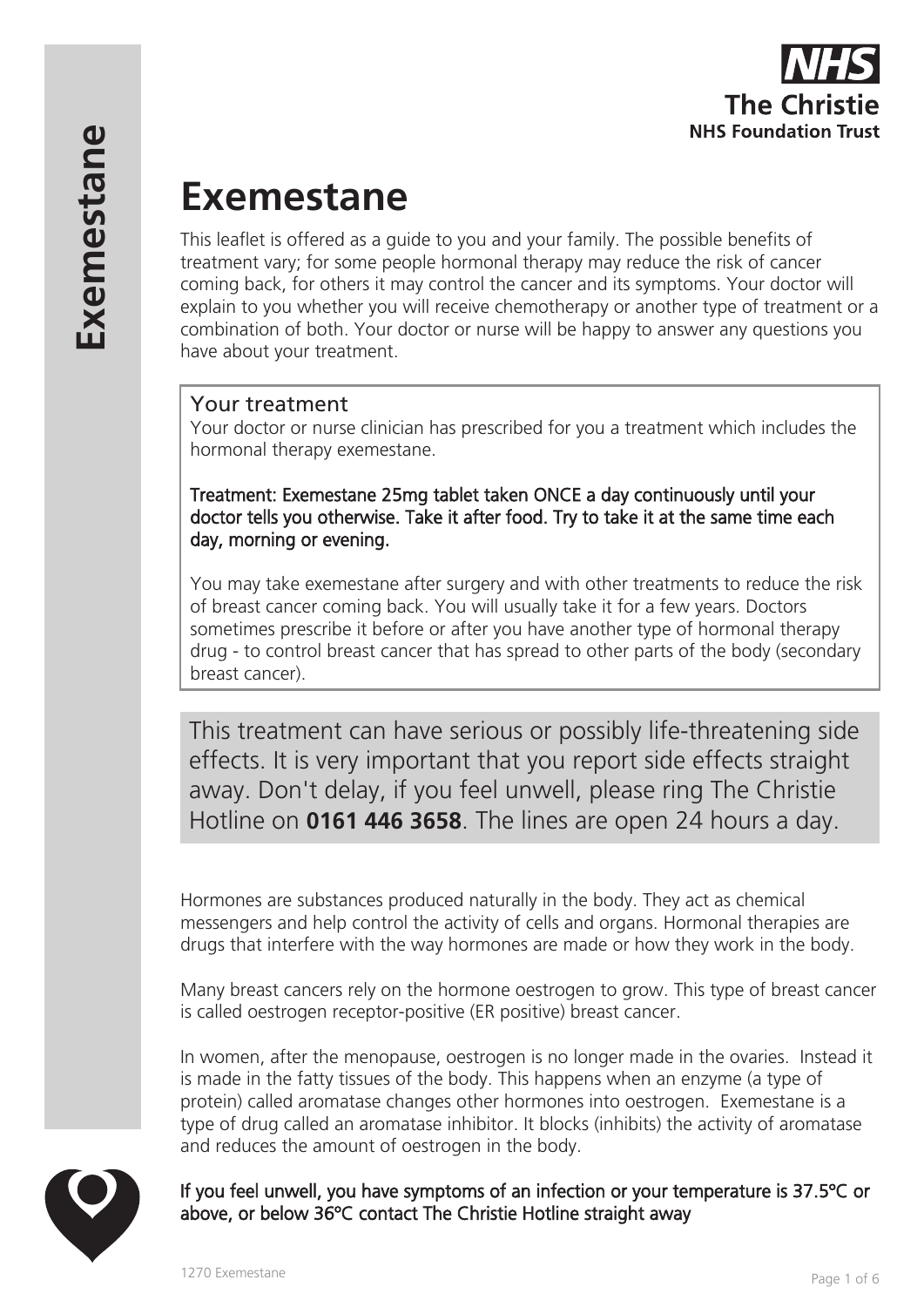**NHS**
**The Christie**
**NHS Foundation Trust**

# Exemestane

This leaflet is offered as a guide to you and your family. The possible benefits of treatment vary; for some people hormonal therapy may reduce the risk of cancer coming back, for others it may control the cancer and its symptoms. Your doctor will explain to you whether you will receive chemotherapy or another type of treatment or a combination of both. Your doctor or nurse will be happy to answer any questions you have about your treatment.

## Your treatment

Your doctor or nurse clinician has prescribed for you a treatment which includes the hormonal therapy exemestane.

**Treatment: Exemestane 25mg tablet taken ONCE a day continuously until your doctor tells you otherwise. Take it after food. Try to take it at the same time each day, morning or evening.**

You may take exemestane after surgery and with other treatments to reduce the risk of breast cancer coming back. You will usually take it for a few years. Doctors sometimes prescribe it before or after you have another type of hormonal therapy drug - to control breast cancer that has spread to other parts of the body (secondary breast cancer).

This treatment can have serious or possibly life-threatening side effects. It is very important that you report side effects straight away. Don't delay, if you feel unwell, please ring The Christie Hotline on **0161 446 3658**. The lines are open 24 hours a day.

Hormones are substances produced naturally in the body. They act as chemical messengers and help control the activity of cells and organs. Hormonal therapies are drugs that interfere with the way hormones are made or how they work in the body.

Many breast cancers rely on the hormone oestrogen to grow. This type of breast cancer is called oestrogen receptor-positive (ER positive) breast cancer.

In women, after the menopause, oestrogen is no longer made in the ovaries. Instead it is made in the fatty tissues of the body. This happens when an enzyme (a type of protein) called aromatase changes other hormones into oestrogen. Exemestane is a type of drug called an aromatase inhibitor. It blocks (inhibits) the activity of aromatase and reduces the amount of oestrogen in the body.

**If you feel unwell, you have symptoms of an infection or your temperature is 37.5ºC or above, or below 36ºC contact The Christie Hotline straight away**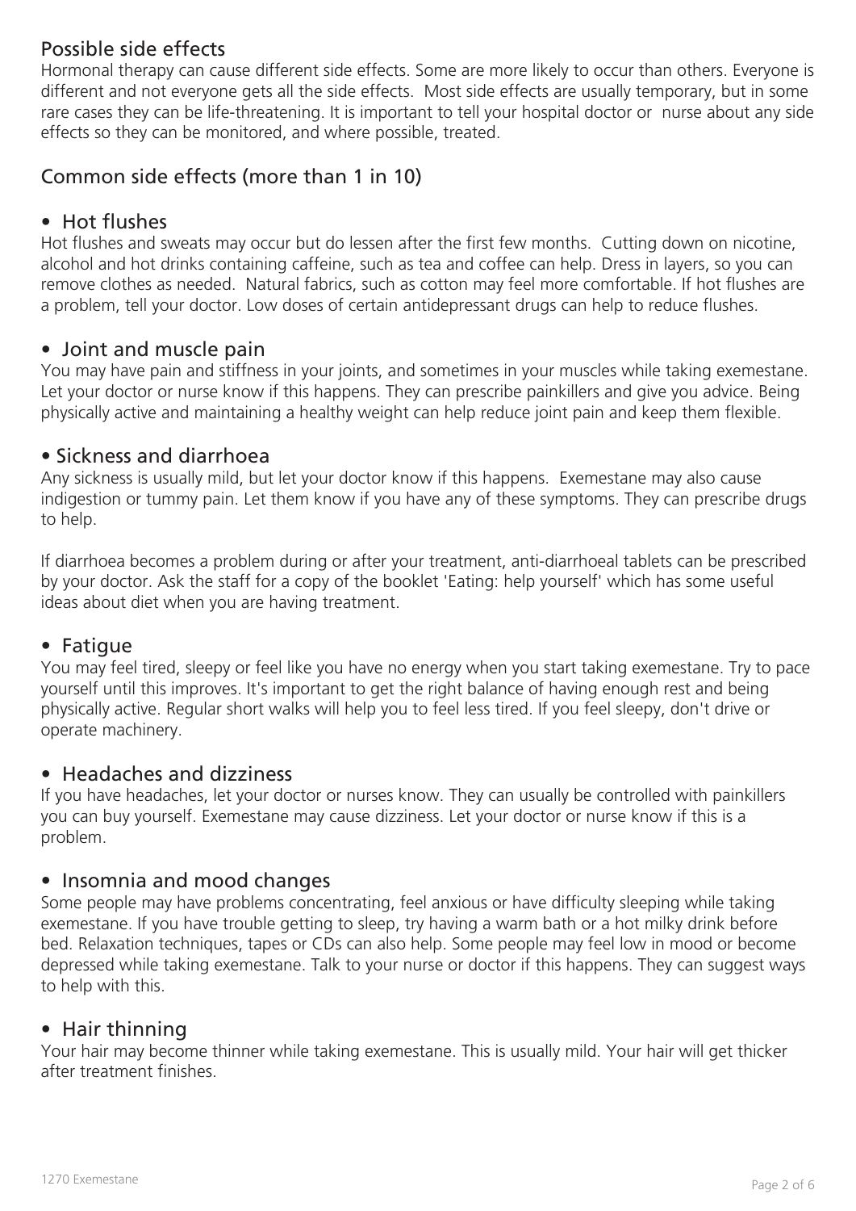## Possible side effects

Hormonal therapy can cause different side effects. Some are more likely to occur than others. Everyone is different and not everyone gets all the side effects. Most side effects are usually temporary, but in some rare cases they can be life-threatening. It is important to tell your hospital doctor or nurse about any side effects so they can be monitored, and where possible, treated.

## Common side effects (more than 1 in 10)

### • Hot flushes

Hot flushes and sweats may occur but do lessen after the first few months. Cutting down on nicotine, alcohol and hot drinks containing caffeine, such as tea and coffee can help. Dress in layers, so you can remove clothes as needed. Natural fabrics, such as cotton may feel more comfortable. If hot flushes are a problem, tell your doctor. Low doses of certain antidepressant drugs can help to reduce flushes.

### • Joint and muscle pain

You may have pain and stiffness in your joints, and sometimes in your muscles while taking exemestane. Let your doctor or nurse know if this happens. They can prescribe painkillers and give you advice. Being physically active and maintaining a healthy weight can help reduce joint pain and keep them flexible.

### • Sickness and diarrhoea

Any sickness is usually mild, but let your doctor know if this happens. Exemestane may also cause indigestion or tummy pain. Let them know if you have any of these symptoms. They can prescribe drugs to help.

If diarrhoea becomes a problem during or after your treatment, anti-diarrhoeal tablets can be prescribed by your doctor. Ask the staff for a copy of the booklet 'Eating: help yourself' which has some useful ideas about diet when you are having treatment.

### • Fatigue

You may feel tired, sleepy or feel like you have no energy when you start taking exemestane. Try to pace yourself until this improves. It's important to get the right balance of having enough rest and being physically active. Regular short walks will help you to feel less tired. If you feel sleepy, don't drive or operate machinery.

### • Headaches and dizziness

If you have headaches, let your doctor or nurses know. They can usually be controlled with painkillers you can buy yourself. Exemestane may cause dizziness. Let your doctor or nurse know if this is a problem.

### • Insomnia and mood changes

Some people may have problems concentrating, feel anxious or have difficulty sleeping while taking exemestane. If you have trouble getting to sleep, try having a warm bath or a hot milky drink before bed. Relaxation techniques, tapes or CDs can also help. Some people may feel low in mood or become depressed while taking exemestane. Talk to your nurse or doctor if this happens. They can suggest ways to help with this.

### • Hair thinning

Your hair may become thinner while taking exemestane. This is usually mild. Your hair will get thicker after treatment finishes.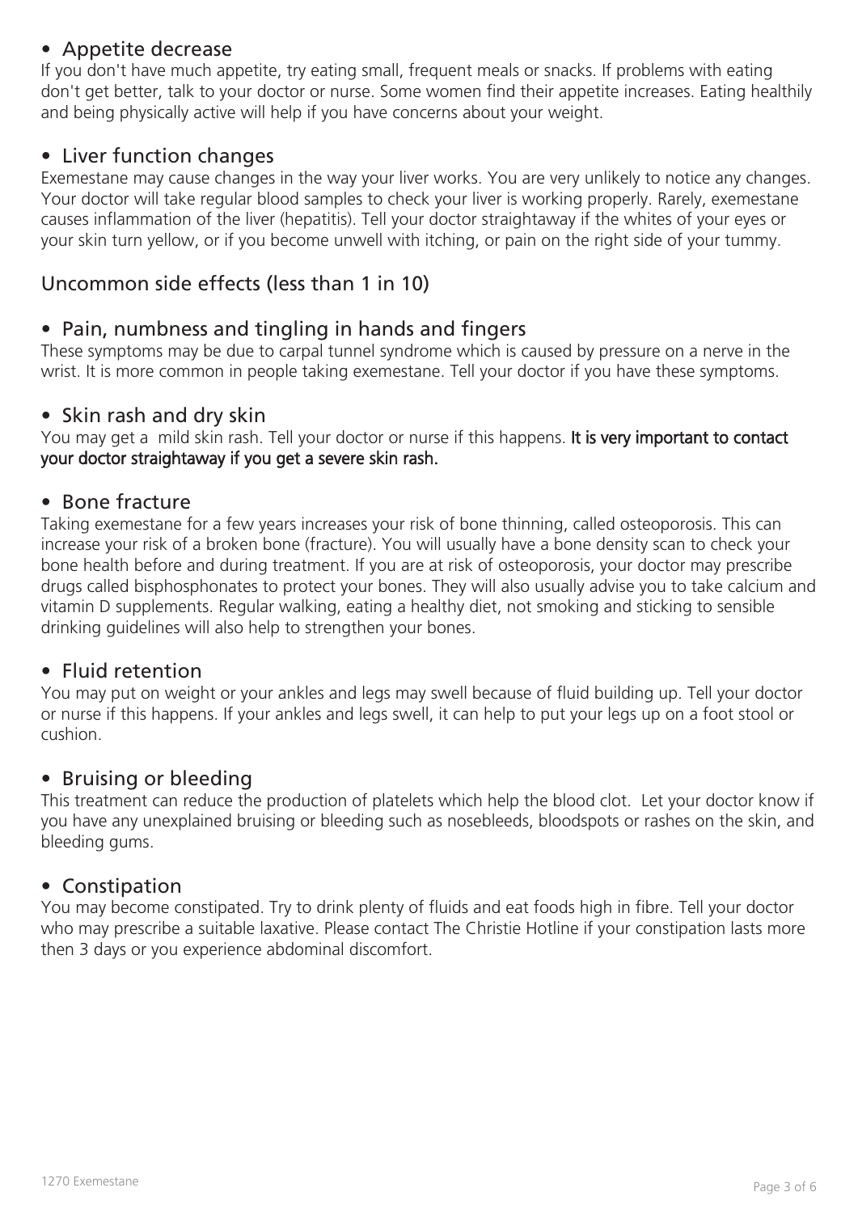- **Appetite decrease**

If you don't have much appetite, try eating small, frequent meals or snacks. If problems with eating don't get better, talk to your doctor or nurse. Some women find their appetite increases. Eating healthily and being physically active will help if you have concerns about your weight.

- **Liver function changes**

Exemestane may cause changes in the way your liver works. You are very unlikely to notice any changes. Your doctor will take regular blood samples to check your liver is working properly. Rarely, exemestane causes inflammation of the liver (hepatitis). Tell your doctor straightaway if the whites of your eyes or your skin turn yellow, or if you become unwell with itching, or pain on the right side of your tummy.

## Uncommon side effects (less than 1 in 10)

- **Pain, numbness and tingling in hands and fingers**

These symptoms may be due to carpal tunnel syndrome which is caused by pressure on a nerve in the wrist. It is more common in people taking exemestane. Tell your doctor if you have these symptoms.

- **Skin rash and dry skin**

You may get a mild skin rash. Tell your doctor or nurse if this happens. **It is very important to contact your doctor straightaway if you get a severe skin rash.**

- **Bone fracture**

Taking exemestane for a few years increases your risk of bone thinning, called osteoporosis. This can increase your risk of a broken bone (fracture). You will usually have a bone density scan to check your bone health before and during treatment. If you are at risk of osteoporosis, your doctor may prescribe drugs called bisphosphonates to protect your bones. They will also usually advise you to take calcium and vitamin D supplements. Regular walking, eating a healthy diet, not smoking and sticking to sensible drinking guidelines will also help to strengthen your bones.

- **Fluid retention**

You may put on weight or your ankles and legs may swell because of fluid building up. Tell your doctor or nurse if this happens. If your ankles and legs swell, it can help to put your legs up on a foot stool or cushion.

- **Bruising or bleeding**

This treatment can reduce the production of platelets which help the blood clot. Let your doctor know if you have any unexplained bruising or bleeding such as nosebleeds, bloodspots or rashes on the skin, and bleeding gums.

- **Constipation**

You may become constipated. Try to drink plenty of fluids and eat foods high in fibre. Tell your doctor who may prescribe a suitable laxative. Please contact The Christie Hotline if your constipation lasts more then 3 days or you experience abdominal discomfort.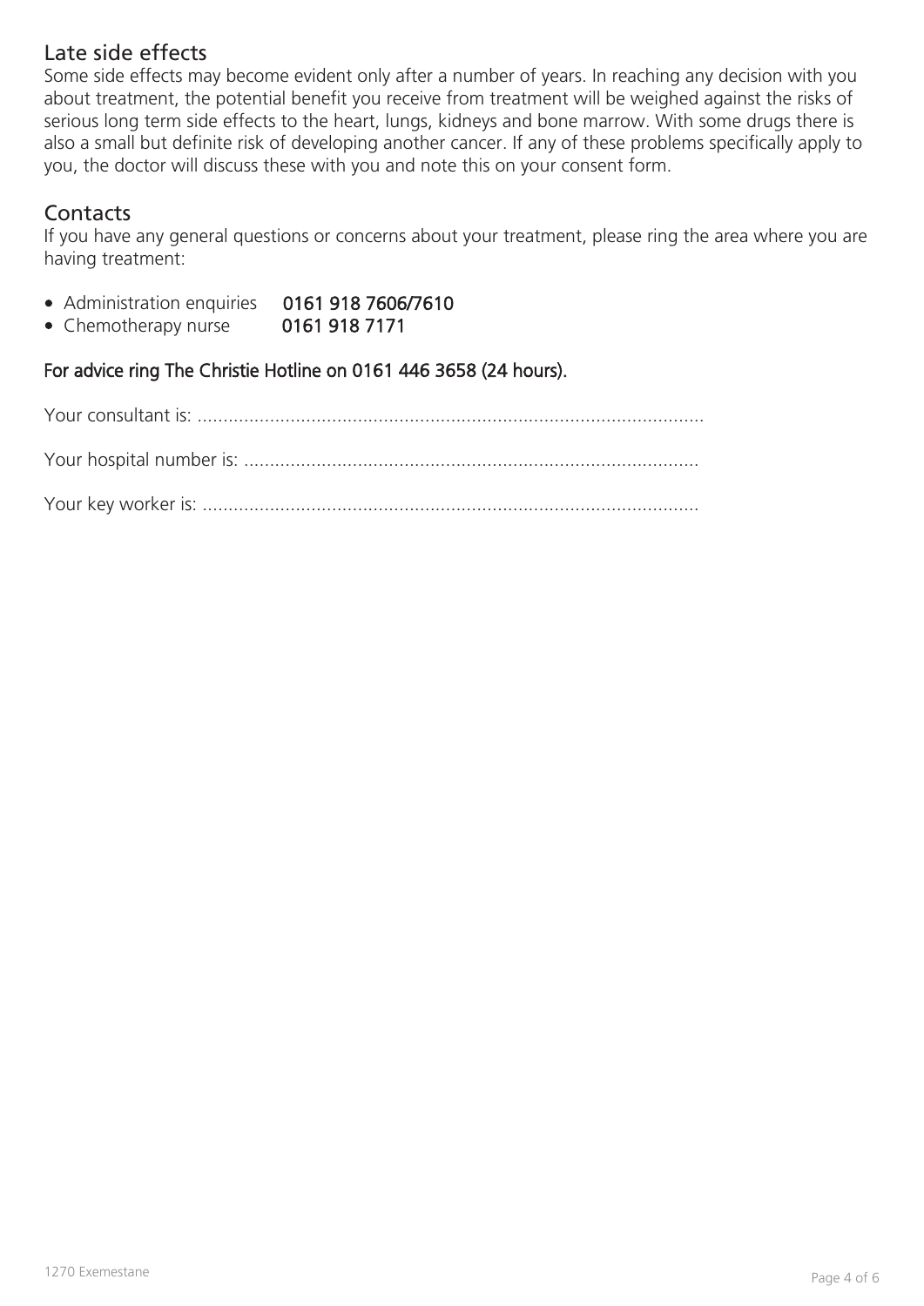## Late side effects

Some side effects may become evident only after a number of years. In reaching any decision with you about treatment, the potential benefit you receive from treatment will be weighed against the risks of serious long term side effects to the heart, lungs, kidneys and bone marrow. With some drugs there is also a small but definite risk of developing another cancer. If any of these problems specifically apply to you, the doctor will discuss these with you and note this on your consent form.

## Contacts

If you have any general questions or concerns about your treatment, please ring the area where you are having treatment:

- Administration enquiries **0161 918 7606/7610**
- Chemotherapy nurse **0161 918 7171**

**For advice ring The Christie Hotline on 0161 446 3658 (24 hours).**

Your consultant is: .................................................................................................

Your hospital number is: ........................................................................................

Your key worker is: ................................................................................................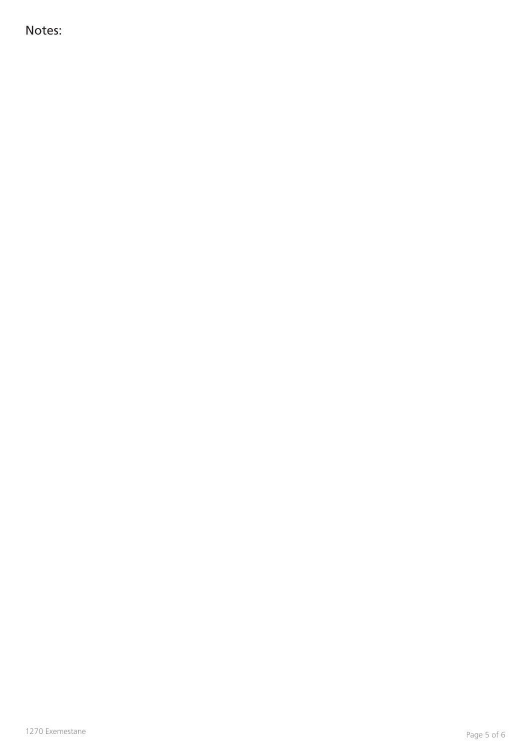Notes: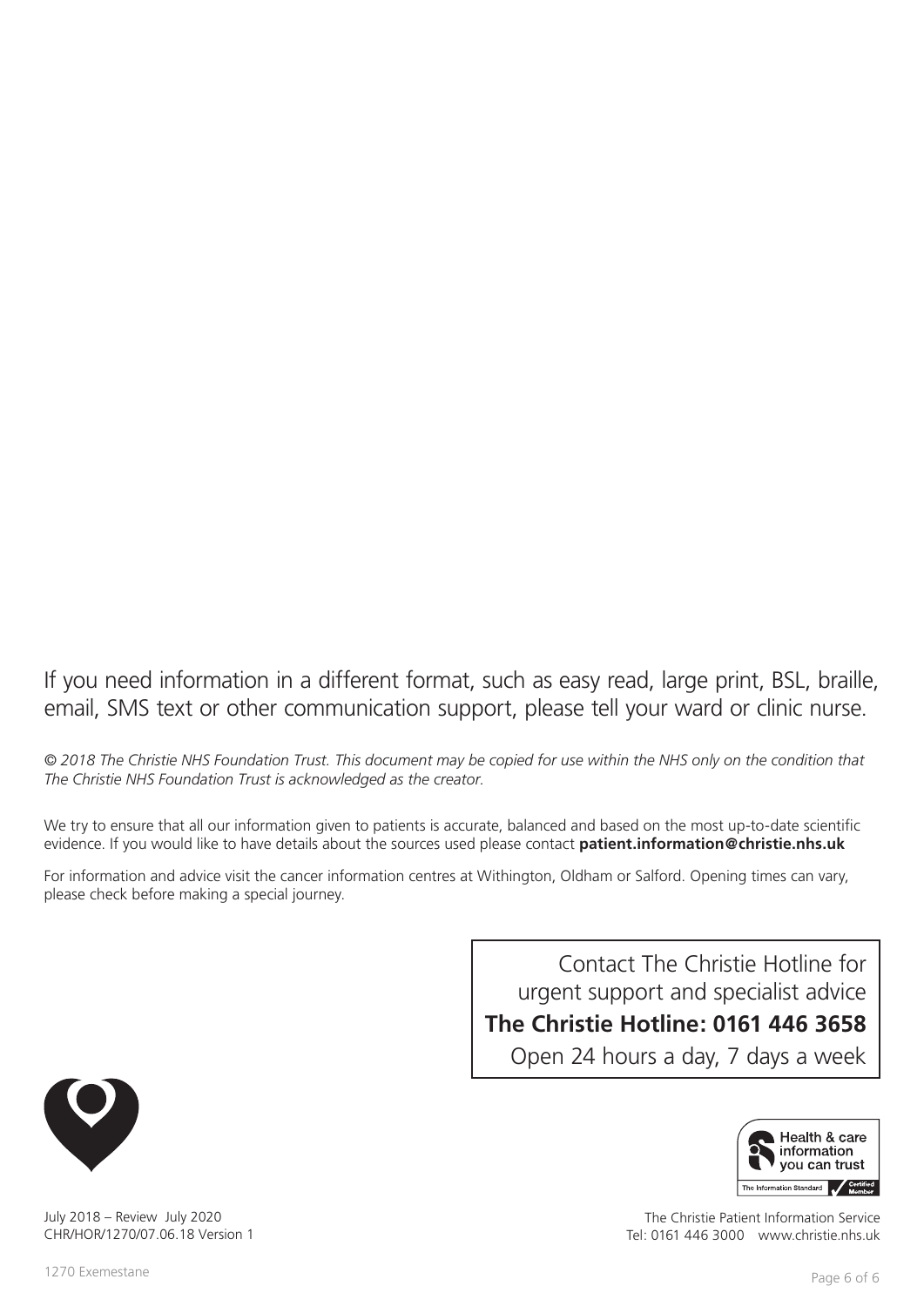If you need information in a different format, such as easy read, large print, BSL, braille, email, SMS text or other communication support, please tell your ward or clinic nurse.

*© 2018 The Christie NHS Foundation Trust. This document may be copied for use within the NHS only on the condition that The Christie NHS Foundation Trust is acknowledged as the creator.*

We try to ensure that all our information given to patients is accurate, balanced and based on the most up-to-date scientific evidence. If you would like to have details about the sources used please contact **patient.information@christie.nhs.uk**

For information and advice visit the cancer information centres at Withington, Oldham or Salford. Opening times can vary, please check before making a special journey.

Contact The Christie Hotline for urgent support and specialist advice

**The Christie Hotline: 0161 446 3658**

Open 24 hours a day, 7 days a week

July 2018 – Review July 2020
CHR/HOR/1270/07.06.18 Version 1

The Christie Patient Information Service
Tel: 0161 446 3000 www.christie.nhs.uk

1270 Exemestane